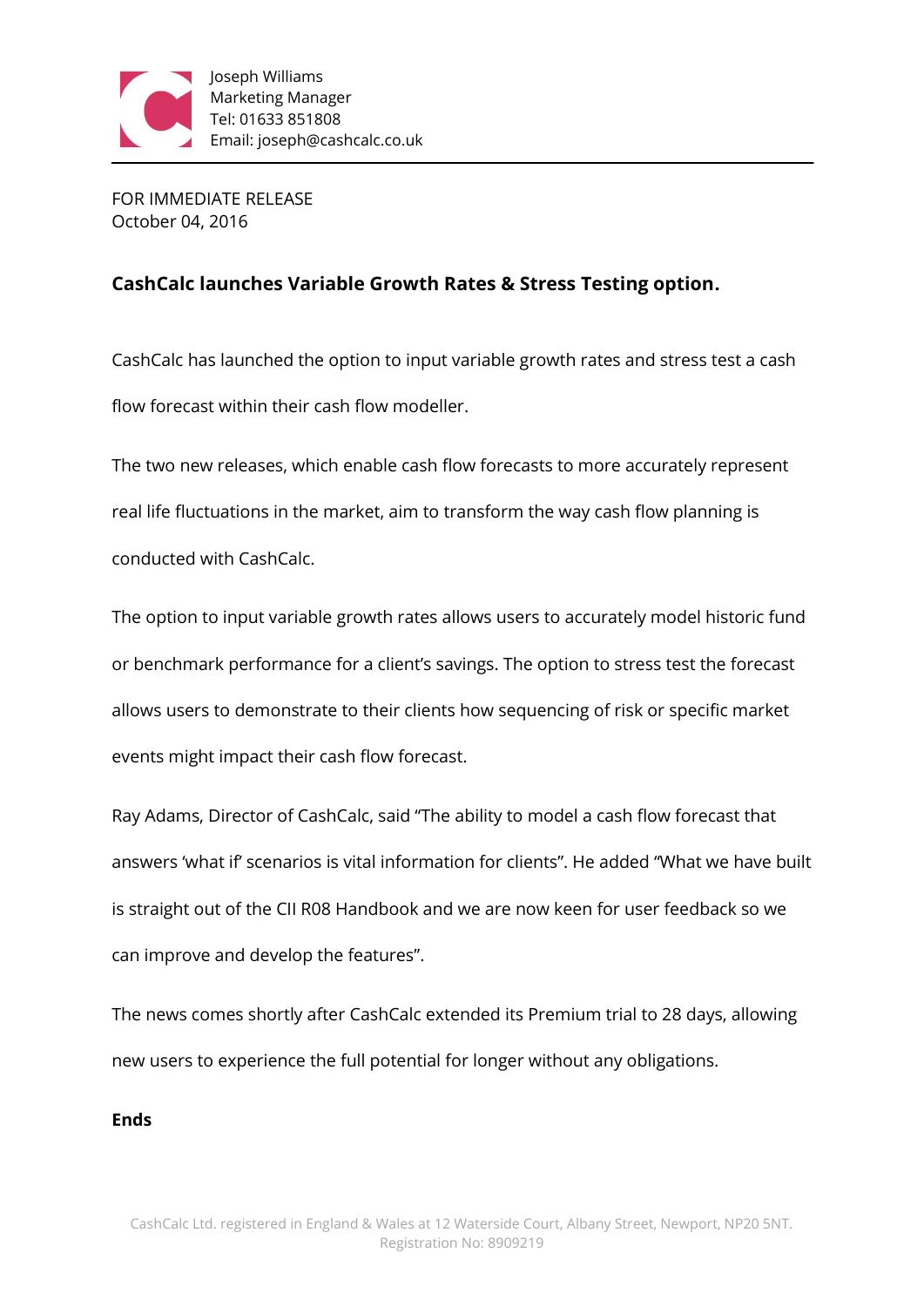Joseph Williams
Marketing Manager
Tel: 01633 851808
Email: joseph@cashcalc.co.uk

FOR IMMEDIATE RELEASE
October 04, 2016

## CashCalc launches Variable Growth Rates & Stress Testing option.

CashCalc has launched the option to input variable growth rates and stress test a cash flow forecast within their cash flow modeller.

The two new releases, which enable cash flow forecasts to more accurately represent real life fluctuations in the market, aim to transform the way cash flow planning is conducted with CashCalc.

The option to input variable growth rates allows users to accurately model historic fund or benchmark performance for a client's savings. The option to stress test the forecast allows users to demonstrate to their clients how sequencing of risk or specific market events might impact their cash flow forecast.

Ray Adams, Director of CashCalc, said "The ability to model a cash flow forecast that answers 'what if' scenarios is vital information for clients". He added "What we have built is straight out of the CII R08 Handbook and we are now keen for user feedback so we can improve and develop the features".

The news comes shortly after CashCalc extended its Premium trial to 28 days, allowing new users to experience the full potential for longer without any obligations.

**Ends**

CashCalc Ltd. registered in England & Wales at 12 Waterside Court, Albany Street, Newport, NP20 5NT. Registration No: 8909219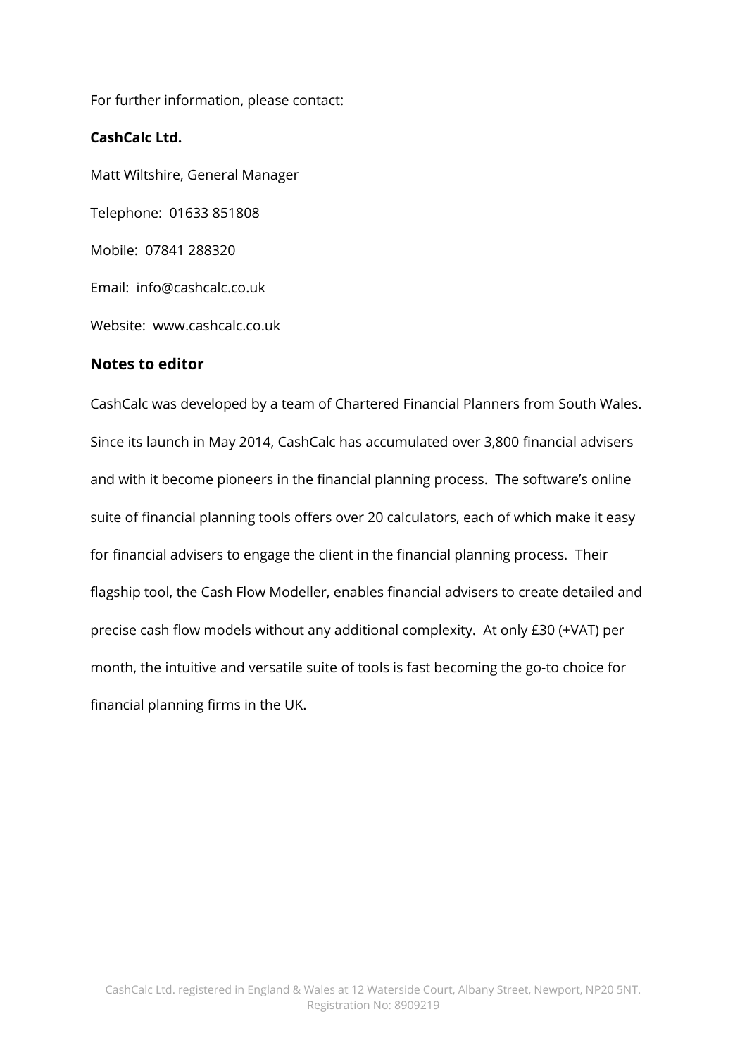For further information, please contact:

**CashCalc Ltd.**

Matt Wiltshire, General Manager

Telephone: 01633 851808

Mobile: 07841 288320

Email: info@cashcalc.co.uk

Website: www.cashcalc.co.uk

## Notes to editor

CashCalc was developed by a team of Chartered Financial Planners from South Wales. Since its launch in May 2014, CashCalc has accumulated over 3,800 financial advisers and with it become pioneers in the financial planning process. The software's online suite of financial planning tools offers over 20 calculators, each of which make it easy for financial advisers to engage the client in the financial planning process. Their flagship tool, the Cash Flow Modeller, enables financial advisers to create detailed and precise cash flow models without any additional complexity. At only £30 (+VAT) per month, the intuitive and versatile suite of tools is fast becoming the go-to choice for financial planning firms in the UK.

CashCalc Ltd. registered in England & Wales at 12 Waterside Court, Albany Street, Newport, NP20 5NT. Registration No: 8909219